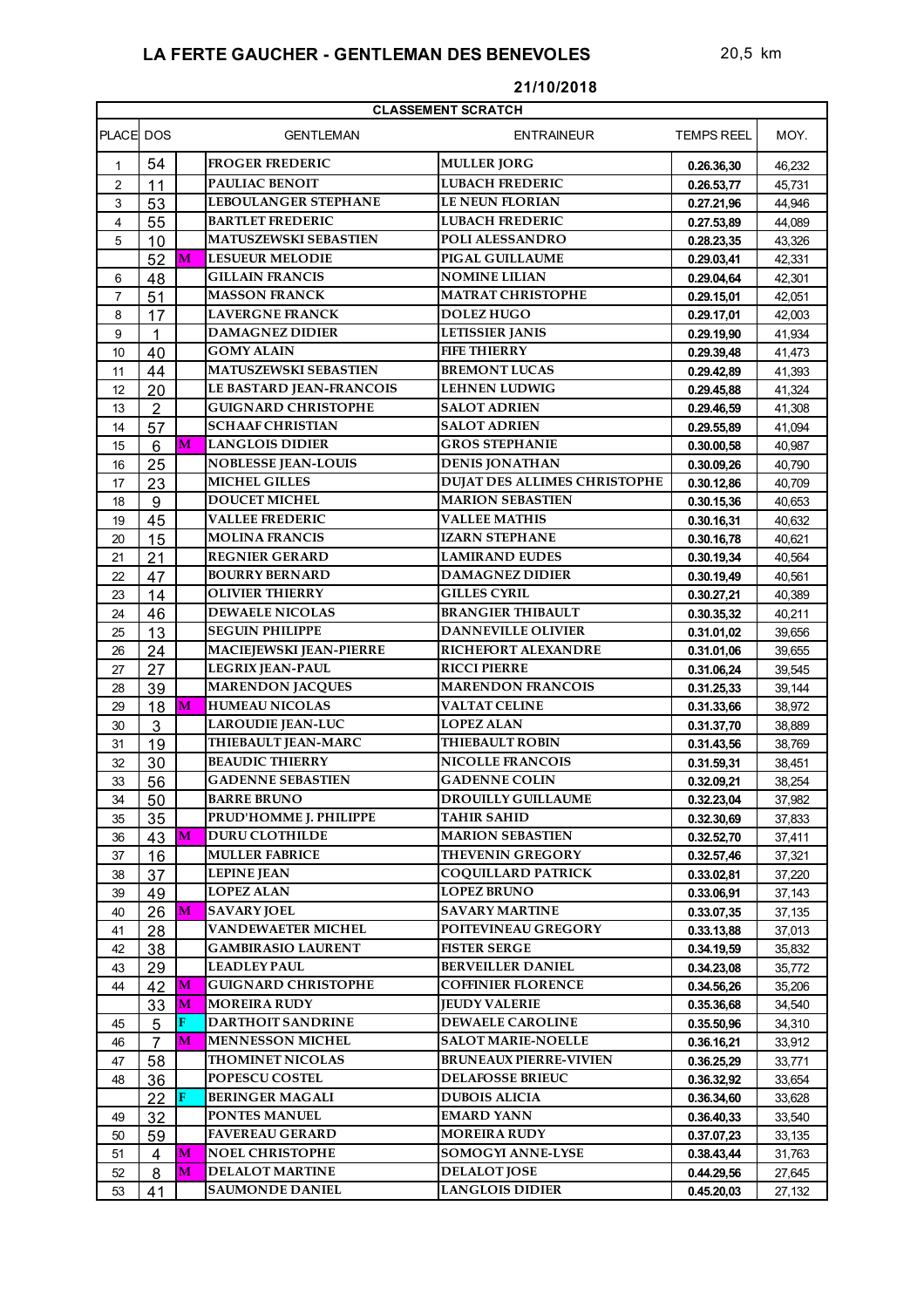# LA FERTE GAUCHER - GENTLEMAN DES BENEVOLES

20,5 km

**21/10/2018**

| CLASSEMENT SCRATCH | | | | | | |
|---|---|---|---|---|---|---|
| PLACE | DOS | | GENTLEMAN | ENTRAINEUR | TEMPS REEL | MOY. |
| 1 | 54 | | FROGER FREDERIC | MULLER JORG | 0.26.36,30 | 46,232 |
| 2 | 11 | | PAULIAC BENOIT | LUBACH FREDERIC | 0.26.53,77 | 45,731 |
| 3 | 53 | | LEBOULANGER STEPHANE | LE NEUN FLORIAN | 0.27.21,96 | 44,946 |
| 4 | 55 | | BARTLET FREDERIC | LUBACH FREDERIC | 0.27.53,89 | 44,089 |
| 5 | 10 | | MATUSZEWSKI SEBASTIEN | POLI ALESSANDRO | 0.28.23,35 | 43,326 |
| | 52 | M | LESUEUR MELODIE | PIGAL GUILLAUME | 0.29.03,41 | 42,331 |
| 6 | 48 | | GILLAIN FRANCIS | NOMINE LILIAN | 0.29.04,64 | 42,301 |
| 7 | 51 | | MASSON FRANCK | MATRAT CHRISTOPHE | 0.29.15,01 | 42,051 |
| 8 | 17 | | LAVERGNE FRANCK | DOLEZ HUGO | 0.29.17,01 | 42,003 |
| 9 | 1 | | DAMAGNEZ DIDIER | LETISSIER JANIS | 0.29.19,90 | 41,934 |
| 10 | 40 | | GOMY ALAIN | FIFE THIERRY | 0.29.39,48 | 41,473 |
| 11 | 44 | | MATUSZEWSKI SEBASTIEN | BREMONT LUCAS | 0.29.42,89 | 41,393 |
| 12 | 20 | | LE BASTARD JEAN-FRANCOIS | LEHNEN LUDWIG | 0.29.45,88 | 41,324 |
| 13 | 2 | | GUIGNARD CHRISTOPHE | SALOT ADRIEN | 0.29.46,59 | 41,308 |
| 14 | 57 | | SCHAAF CHRISTIAN | SALOT ADRIEN | 0.29.55,89 | 41,094 |
| 15 | 6 | M | LANGLOIS DIDIER | GROS STEPHANIE | 0.30.00,58 | 40,987 |
| 16 | 25 | | NOBLESSE JEAN-LOUIS | DENIS JONATHAN | 0.30.09,26 | 40,790 |
| 17 | 23 | | MICHEL GILLES | DUJAT DES ALLIMES CHRISTOPHE | 0.30.12,86 | 40,709 |
| 18 | 9 | | DOUCET MICHEL | MARION SEBASTIEN | 0.30.15,36 | 40,653 |
| 19 | 45 | | VALLEE FREDERIC | VALLEE MATHIS | 0.30.16,31 | 40,632 |
| 20 | 15 | | MOLINA FRANCIS | IZARN STEPHANE | 0.30.16,78 | 40,621 |
| 21 | 21 | | REGNIER GERARD | LAMIRAND EUDES | 0.30.19,34 | 40,564 |
| 22 | 47 | | BOURRY BERNARD | DAMAGNEZ DIDIER | 0.30.19,49 | 40,561 |
| 23 | 14 | | OLIVIER THIERRY | GILLES CYRIL | 0.30.27,21 | 40,389 |
| 24 | 46 | | DEWAELE NICOLAS | BRANGIER THIBAULT | 0.30.35,32 | 40,211 |
| 25 | 13 | | SEGUIN PHILIPPE | DANNEVILLE OLIVIER | 0.31.01,02 | 39,656 |
| 26 | 24 | | MACIEJEWSKI JEAN-PIERRE | RICHEFORT ALEXANDRE | 0.31.01,06 | 39,655 |
| 27 | 27 | | LEGRIX JEAN-PAUL | RICCI PIERRE | 0.31.06,24 | 39,545 |
| 28 | 39 | | MARENDON JACQUES | MARENDON FRANCOIS | 0.31.25,33 | 39,144 |
| 29 | 18 | M | HUMEAU NICOLAS | VALTAT CELINE | 0.31.33,66 | 38,972 |
| 30 | 3 | | LAROUDIE JEAN-LUC | LOPEZ ALAN | 0.31.37,70 | 38,889 |
| 31 | 19 | | THIEBAULT JEAN-MARC | THIEBAULT ROBIN | 0.31.43,56 | 38,769 |
| 32 | 30 | | BEAUDIC THIERRY | NICOLLE FRANCOIS | 0.31.59,31 | 38,451 |
| 33 | 56 | | GADENNE SEBASTIEN | GADENNE COLIN | 0.32.09,21 | 38,254 |
| 34 | 50 | | BARRE BRUNO | DROUILLY GUILLAUME | 0.32.23,04 | 37,982 |
| 35 | 35 | | PRUD'HOMME J. PHILIPPE | TAHIR SAHID | 0.32.30,69 | 37,833 |
| 36 | 43 | M | DURU CLOTHILDE | MARION SEBASTIEN | 0.32.52,70 | 37,411 |
| 37 | 16 | | MULLER FABRICE | THEVENIN GREGORY | 0.32.57,46 | 37,321 |
| 38 | 37 | | LEPINE JEAN | COQUILLARD PATRICK | 0.33.02,81 | 37,220 |
| 39 | 49 | | LOPEZ ALAN | LOPEZ BRUNO | 0.33.06,91 | 37,143 |
| 40 | 26 | M | SAVARY JOEL | SAVARY MARTINE | 0.33.07,35 | 37,135 |
| 41 | 28 | | VANDEWAETER MICHEL | POITEVINEAU GREGORY | 0.33.13,88 | 37,013 |
| 42 | 38 | | GAMBIRASIO LAURENT | FISTER SERGE | 0.34.19,59 | 35,832 |
| 43 | 29 | | LEADLEY PAUL | BERVEILLER DANIEL | 0.34.23,08 | 35,772 |
| 44 | 42 | M | GUIGNARD CHRISTOPHE | COFFINIER FLORENCE | 0.34.56,26 | 35,206 |
| | 33 | M | MOREIRA RUDY | JEUDY VALERIE | 0.35.36,68 | 34,540 |
| 45 | 5 | F | DARTHOIT SANDRINE | DEWAELE CAROLINE | 0.35.50,96 | 34,310 |
| 46 | 7 | M | MENNESSON MICHEL | SALOT MARIE-NOELLE | 0.36.16,21 | 33,912 |
| 47 | 58 | | THOMINET NICOLAS | BRUNEAUX PIERRE-VIVIEN | 0.36.25,29 | 33,771 |
| 48 | 36 | | POPESCU COSTEL | DELAFOSSE BRIEUC | 0.36.32,92 | 33,654 |
| | 22 | F | BERINGER MAGALI | DUBOIS ALICIA | 0.36.34,60 | 33,628 |
| 49 | 32 | | PONTES MANUEL | EMARD YANN | 0.36.40,33 | 33,540 |
| 50 | 59 | | FAVEREAU GERARD | MOREIRA RUDY | 0.37.07,23 | 33,135 |
| 51 | 4 | M | NOEL CHRISTOPHE | SOMOGYI ANNE-LYSE | 0.38.43,44 | 31,763 |
| 52 | 8 | M | DELALOT MARTINE | DELALOT JOSE | 0.44.29,56 | 27,645 |
| 53 | 41 | | SAUMONDE DANIEL | LANGLOIS DIDIER | 0.45.20,03 | 27,132 |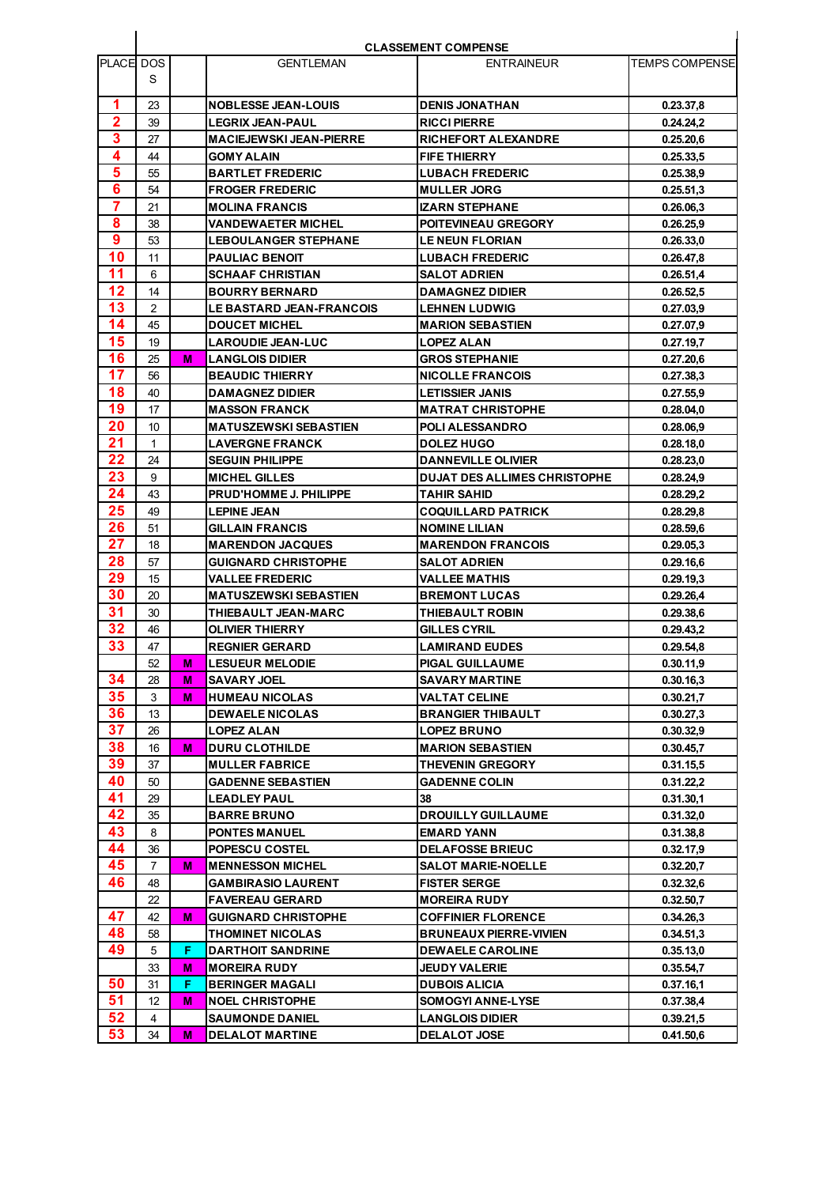| PLACE | DOS | | CLASSEMENT COMPENSE | | |
|---|---|---|---|---|---|
| | | | GENTLEMAN | ENTRAINEUR | TEMPS COMPENSE |
| 1 | 23 | | NOBLESSE JEAN-LOUIS | DENIS JONATHAN | 0.23.37,8 |
| 2 | 39 | | LEGRIX JEAN-PAUL | RICCI PIERRE | 0.24.24,2 |
| 3 | 27 | | MACIEJEWSKI JEAN-PIERRE | RICHEFORT ALEXANDRE | 0.25.20,6 |
| 4 | 44 | | GOMY ALAIN | FIFE THIERRY | 0.25.33,5 |
| 5 | 55 | | BARTLET FREDERIC | LUBACH FREDERIC | 0.25.38,9 |
| 6 | 54 | | FROGER FREDERIC | MULLER JORG | 0.25.51,3 |
| 7 | 21 | | MOLINA FRANCIS | IZARN STEPHANE | 0.26.06,3 |
| 8 | 38 | | VANDEWAETER MICHEL | POITEVINEAU GREGORY | 0.26.25,9 |
| 9 | 53 | | LEBOULANGER STEPHANE | LE NEUN FLORIAN | 0.26.33,0 |
| 10 | 11 | | PAULIAC BENOIT | LUBACH FREDERIC | 0.26.47,8 |
| 11 | 6 | | SCHAAF CHRISTIAN | SALOT ADRIEN | 0.26.51,4 |
| 12 | 14 | | BOURRY BERNARD | DAMAGNEZ DIDIER | 0.26.52,5 |
| 13 | 2 | | LE BASTARD JEAN-FRANCOIS | LEHNEN LUDWIG | 0.27.03,9 |
| 14 | 45 | | DOUCET MICHEL | MARION SEBASTIEN | 0.27.07,9 |
| 15 | 19 | | LAROUDIE JEAN-LUC | LOPEZ ALAN | 0.27.19,7 |
| 16 | 25 | M | LANGLOIS DIDIER | GROS STEPHANIE | 0.27.20,6 |
| 17 | 56 | | BEAUDIC THIERRY | NICOLLE FRANCOIS | 0.27.38,3 |
| 18 | 40 | | DAMAGNEZ DIDIER | LETISSIER JANIS | 0.27.55,9 |
| 19 | 17 | | MASSON FRANCK | MATRAT CHRISTOPHE | 0.28.04,0 |
| 20 | 10 | | MATUSZEWSKI SEBASTIEN | POLI ALESSANDRO | 0.28.06,9 |
| 21 | 1 | | LAVERGNE FRANCK | DOLEZ HUGO | 0.28.18,0 |
| 22 | 24 | | SEGUIN PHILIPPE | DANNEVILLE OLIVIER | 0.28.23,0 |
| 23 | 9 | | MICHEL GILLES | DUJAT DES ALLIMES CHRISTOPHE | 0.28.24,9 |
| 24 | 43 | | PRUD'HOMME J. PHILIPPE | TAHIR SAHID | 0.28.29,2 |
| 25 | 49 | | LEPINE JEAN | COQUILLARD PATRICK | 0.28.29,8 |
| 26 | 51 | | GILLAIN FRANCIS | NOMINE LILIAN | 0.28.59,6 |
| 27 | 18 | | MARENDON JACQUES | MARENDON FRANCOIS | 0.29.05,3 |
| 28 | 57 | | GUIGNARD CHRISTOPHE | SALOT ADRIEN | 0.29.16,6 |
| 29 | 15 | | VALLEE FREDERIC | VALLEE MATHIS | 0.29.19,3 |
| 30 | 20 | | MATUSZEWSKI SEBASTIEN | BREMONT LUCAS | 0.29.26,4 |
| 31 | 30 | | THIEBAULT JEAN-MARC | THIEBAULT ROBIN | 0.29.38,6 |
| 32 | 46 | | OLIVIER THIERRY | GILLES CYRIL | 0.29.43,2 |
| 33 | 47 | | REGNIER GERARD | LAMIRAND EUDES | 0.29.54,8 |
| | 52 | M | LESUEUR MELODIE | PIGAL GUILLAUME | 0.30.11,9 |
| 34 | 28 | M | SAVARY JOEL | SAVARY MARTINE | 0.30.16,3 |
| 35 | 3 | M | HUMEAU NICOLAS | VALTAT CELINE | 0.30.21,7 |
| 36 | 13 | | DEWAELE NICOLAS | BRANGIER THIBAULT | 0.30.27,3 |
| 37 | 26 | | LOPEZ ALAN | LOPEZ BRUNO | 0.30.32,9 |
| 38 | 16 | M | DURU CLOTHILDE | MARION SEBASTIEN | 0.30.45,7 |
| 39 | 37 | | MULLER FABRICE | THEVENIN GREGORY | 0.31.15,5 |
| 40 | 50 | | GADENNE SEBASTIEN | GADENNE COLIN | 0.31.22,2 |
| 41 | 29 | | LEADLEY PAUL | 38 | 0.31.30,1 |
| 42 | 35 | | BARRE BRUNO | DROUILLY GUILLAUME | 0.31.32,0 |
| 43 | 8 | | PONTES MANUEL | EMARD YANN | 0.31.38,8 |
| 44 | 36 | | POPESCU COSTEL | DELAFOSSE BRIEUC | 0.32.17,9 |
| 45 | 7 | M | MENNESSON MICHEL | SALOT MARIE-NOELLE | 0.32.20,7 |
| 46 | 48 | | GAMBIRASIO LAURENT | FISTER SERGE | 0.32.32,6 |
| | 22 | | FAVEREAU GERARD | MOREIRA RUDY | 0.32.50,7 |
| 47 | 42 | M | GUIGNARD CHRISTOPHE | COFFINIER FLORENCE | 0.34.26,3 |
| 48 | 58 | | THOMINET NICOLAS | BRUNEAUX PIERRE-VIVIEN | 0.34.51,3 |
| 49 | 5 | F | DARTHOIT SANDRINE | DEWAELE CAROLINE | 0.35.13,0 |
| | 33 | M | MOREIRA RUDY | JEUDY VALERIE | 0.35.54,7 |
| 50 | 31 | F | BERINGER MAGALI | DUBOIS ALICIA | 0.37.16,1 |
| 51 | 12 | M | NOEL CHRISTOPHE | SOMOGYI ANNE-LYSE | 0.37.38,4 |
| 52 | 4 | | SAUMONDE DANIEL | LANGLOIS DIDIER | 0.39.21,5 |
| 53 | 34 | M | DELALOT MARTINE | DELALOT JOSE | 0.41.50,6 |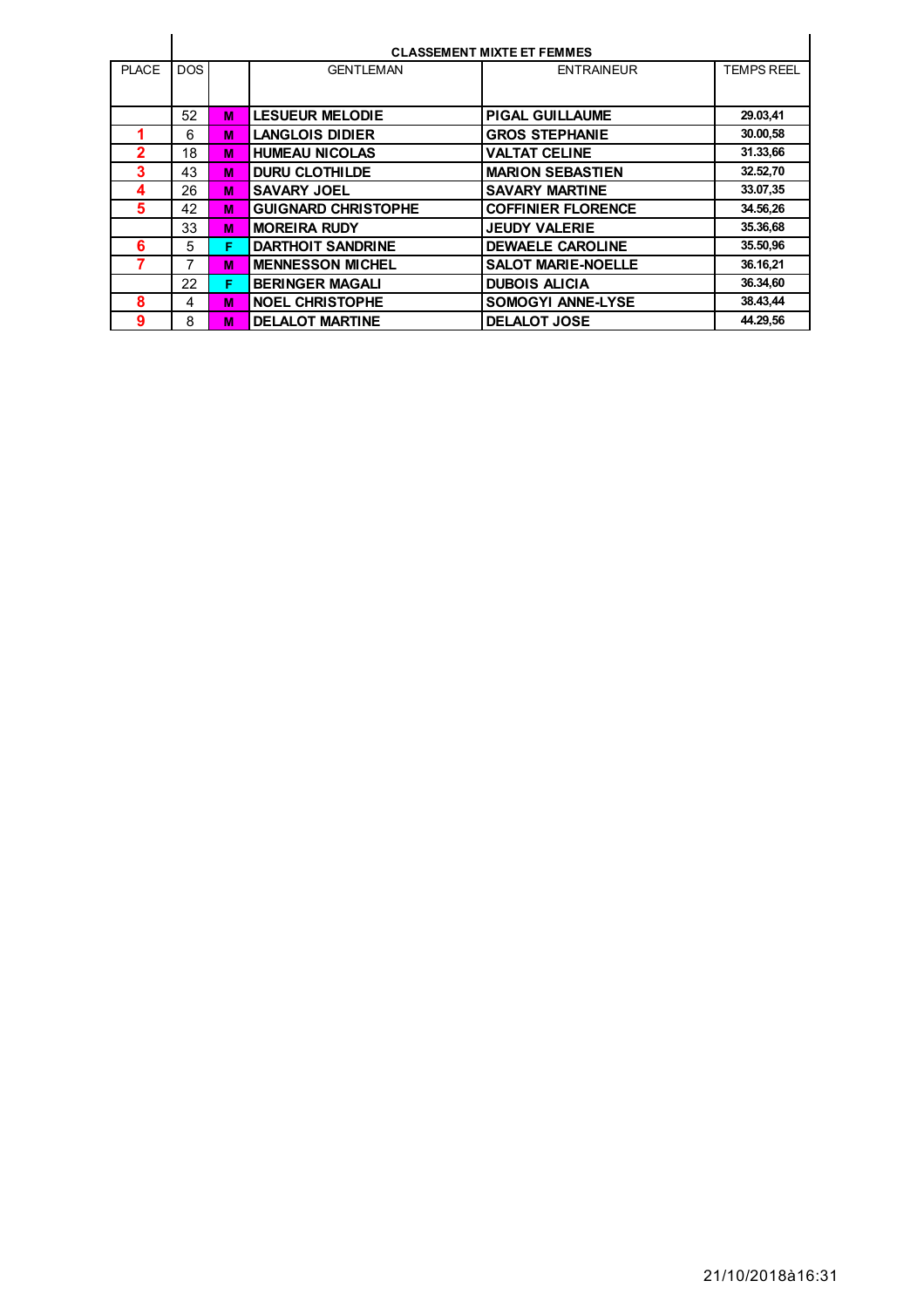| PLACE | DOS | | GENTLEMAN | ENTRAINEUR | TEMPS REEL |
|---|---|---|---|---|---|
| | | | **CLASSEMENT MIXTE ET FEMMES** | | |
| | 52 | M | LESUEUR MELODIE | PIGAL GUILLAUME | 29.03,41 |
| 1 | 6 | M | LANGLOIS DIDIER | GROS STEPHANIE | 30.00,58 |
| 2 | 18 | M | HUMEAU NICOLAS | VALTAT CELINE | 31.33,66 |
| 3 | 43 | M | DURU CLOTHILDE | MARION SEBASTIEN | 32.52,70 |
| 4 | 26 | M | SAVARY JOEL | SAVARY MARTINE | 33.07,35 |
| 5 | 42 | M | GUIGNARD CHRISTOPHE | COFFINIER FLORENCE | 34.56,26 |
| | 33 | M | MOREIRA RUDY | JEUDY VALERIE | 35.36,68 |
| 6 | 5 | F | DARTHOIT SANDRINE | DEWAELE CAROLINE | 35.50,96 |
| 7 | 7 | M | MENNESSON MICHEL | SALOT MARIE-NOELLE | 36.16,21 |
| | 22 | F | BERINGER MAGALI | DUBOIS ALICIA | 36.34,60 |
| 8 | 4 | M | NOEL CHRISTOPHE | SOMOGYI ANNE-LYSE | 38.43,44 |
| 9 | 8 | M | DELALOT MARTINE | DELALOT JOSE | 44.29,56 |

21/10/2018à16:31